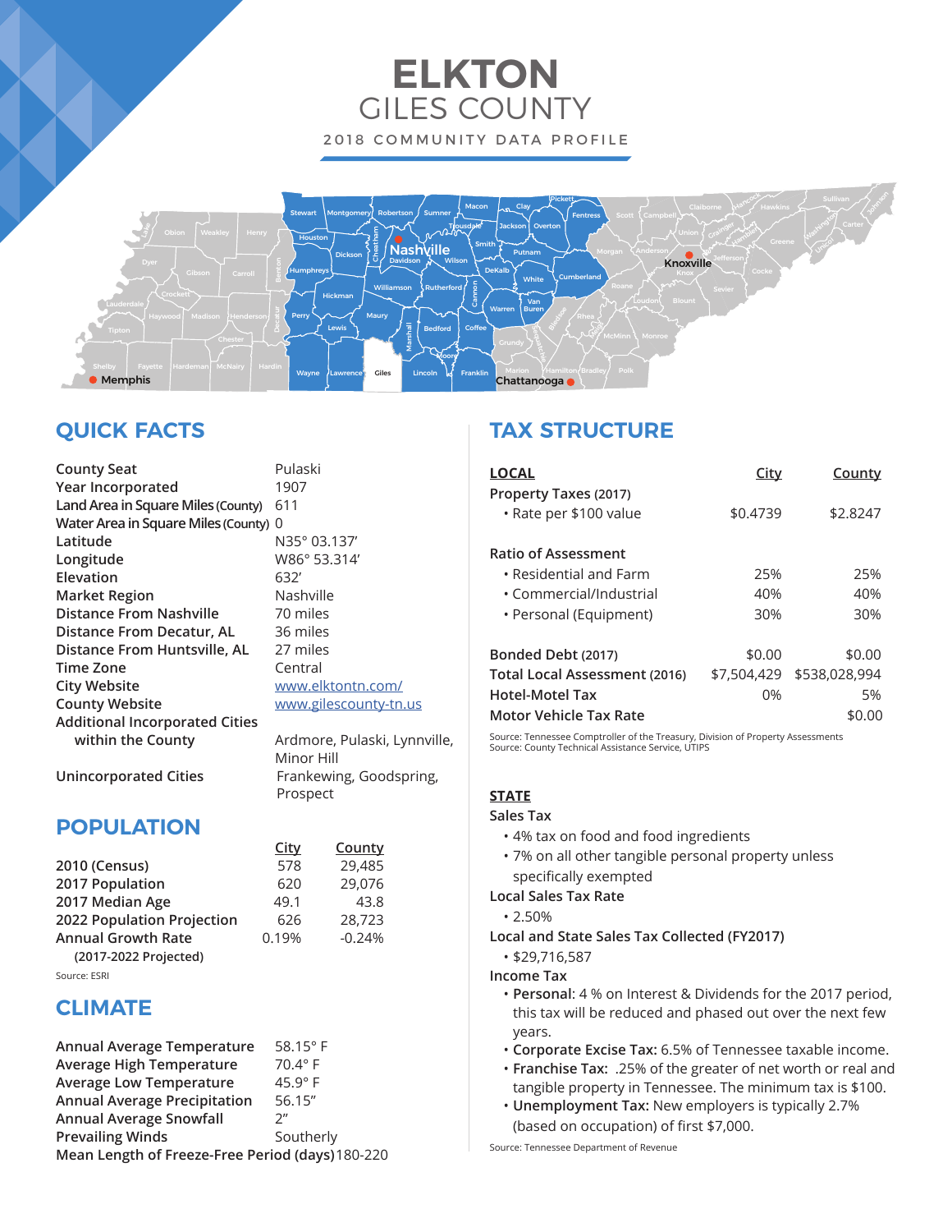# ELKTON
## GILES COUNTY
### 2018 COMMUNITY DATA PROFILE

## QUICK FACTS

| | |
|---|---|
| County Seat | Pulaski |
| Year Incorporated | 1907 |
| Land Area in Square Miles (County) | 611 |
| Water Area in Square Miles (County) | 0 |
| Latitude | N35° 03.137' |
| Longitude | W86° 53.314' |
| Elevation | 632' |
| Market Region | Nashville |
| Distance From Nashville | 70 miles |
| Distance From Decatur, AL | 36 miles |
| Distance From Huntsville, AL | 27 miles |
| Time Zone | Central |
| City Website | www.elktontn.com/ |
| County Website | www.gilescounty-tn.us |
| Additional Incorporated Cities within the County | Ardmore, Pulaski, Lynnville, Minor Hill |
| Unincorporated Cities | Frankewing, Goodspring, Prospect |

## POPULATION

| | City | County |
|---|---|---|
| 2010 (Census) | 578 | 29,485 |
| 2017 Population | 620 | 29,076 |
| 2017 Median Age | 49.1 | 43.8 |
| 2022 Population Projection | 626 | 28,723 |
| Annual Growth Rate (2017-2022 Projected) | 0.19% | -0.24% |

Source: ESRI

## CLIMATE

| | |
|---|---|
| Annual Average Temperature | 58.15° F |
| Average High Temperature | 70.4° F |
| Average Low Temperature | 45.9° F |
| Annual Average Precipitation | 56.15" |
| Annual Average Snowfall | 2" |
| Prevailing Winds | Southerly |
| Mean Length of Freeze-Free Period (days) | 180-220 |

## TAX STRUCTURE

| LOCAL | City | County |
|---|---|---|
| Property Taxes (2017) | | |
| • Rate per $100 value | $0.4739 | $2.8247 |
| Ratio of Assessment | | |
| • Residential and Farm | 25% | 25% |
| • Commercial/Industrial | 40% | 40% |
| • Personal (Equipment) | 30% | 30% |
| Bonded Debt (2017) | $0.00 | $0.00 |
| Total Local Assessment (2016) | $7,504,429 | $538,028,994 |
| Hotel-Motel Tax | 0% | 5% |
| Motor Vehicle Tax Rate | | $0.00 |

Source: Tennessee Comptroller of the Treasury, Division of Property Assessments
Source: County Technical Assistance Service, UTIPS

### STATE

**Sales Tax**
- 4% tax on food and food ingredients
- 7% on all other tangible personal property unless specifically exempted

**Local Sales Tax Rate**
- 2.50%

**Local and State Sales Tax Collected (FY2017)**
- $29,716,587

**Income Tax**
- **Personal**: 4 % on Interest & Dividends for the 2017 period, this tax will be reduced and phased out over the next few years.
- **Corporate Excise Tax:** 6.5% of Tennessee taxable income.
- **Franchise Tax:** .25% of the greater of net worth or real and tangible property in Tennessee. The minimum tax is $100.
- **Unemployment Tax:** New employers is typically 2.7% (based on occupation) of first $7,000.

Source: Tennessee Department of Revenue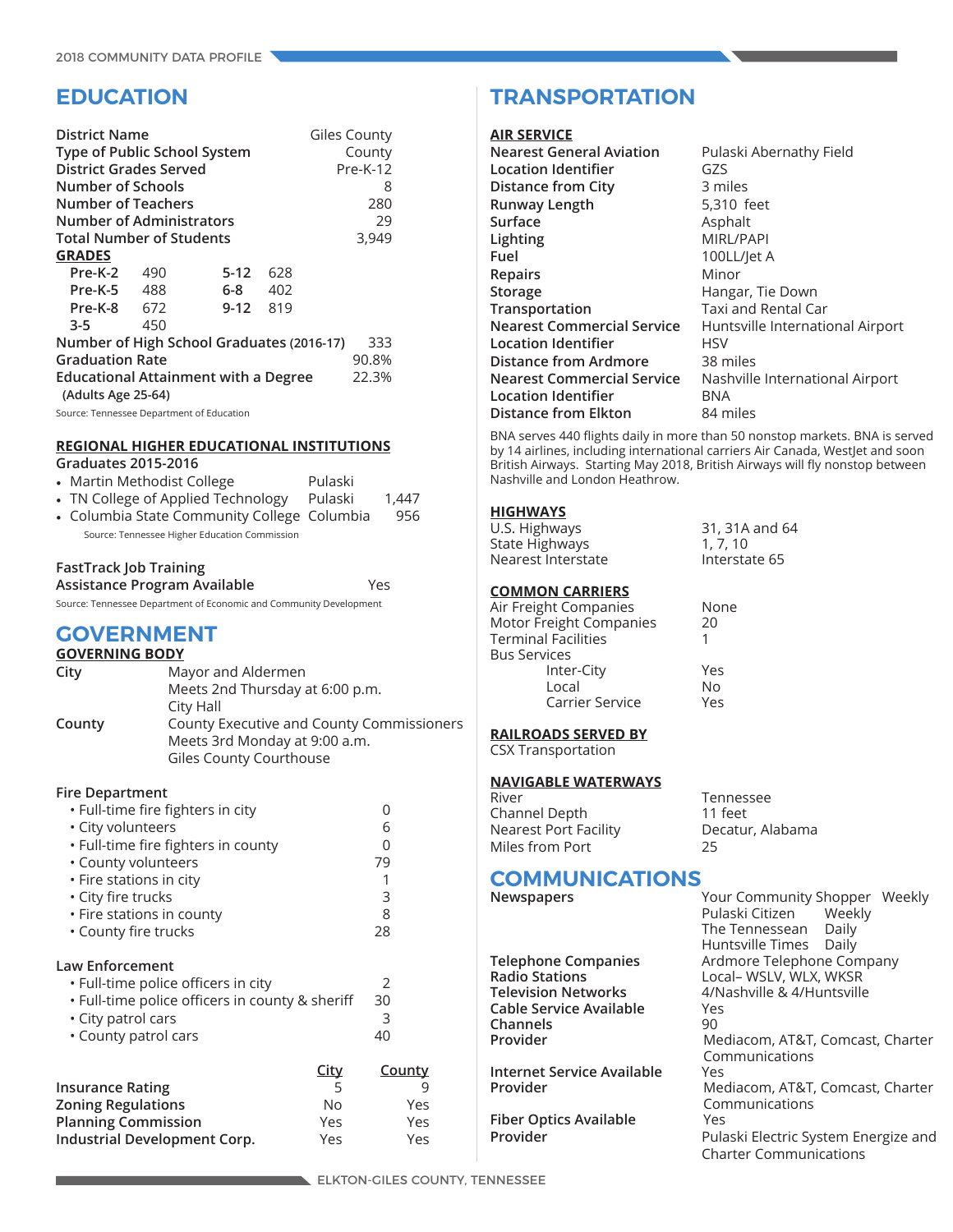# EDUCATION

| | |
|---|---|
| **District Name** | Giles County |
| **Type of Public School System** | County |
| **District Grades Served** | Pre-K-12 |
| **Number of Schools** | 8 |
| **Number of Teachers** | 280 |
| **Number of Administrators** | 29 |
| **Total Number of Students** | 3,949 |

**GRADES**

| | | | |
|---|---|---|---|
| **Pre-K-2** | 490 | **5-12** | 628 |
| **Pre-K-5** | 488 | **6-8** | 402 |
| **Pre-K-8** | 672 | **9-12** | 819 |
| **3-5** | 450 | | |

| | |
|---|---|
| **Number of High School Graduates** (2016-17) | 333 |
| **Graduation Rate** | 90.8% |
| **Educational Attainment with a Degree** (Adults Age 25-64) | 22.3% |

Source: Tennessee Department of Education

**REGIONAL HIGHER EDUCATIONAL INSTITUTIONS**

**Graduates 2015-2016**

| | | |
|---|---|---|
| • Martin Methodist College | Pulaski | |
| • TN College of Applied Technology | Pulaski | 1,447 |
| • Columbia State Community College | Columbia | 956 |

Source: Tennessee Higher Education Commission

**FastTrack Job Training Assistance Program Available** — Yes

Source: Tennessee Department of Economic and Community Development

# GOVERNMENT

**GOVERNING BODY**

**City** — Mayor and Aldermen
Meets 2nd Thursday at 6:00 p.m.
City Hall

**County** — County Executive and County Commissioners
Meets 3rd Monday at 9:00 a.m.
Giles County Courthouse

**Fire Department**

| | |
|---|---|
| • Full-time fire fighters in city | 0 |
| • City volunteers | 6 |
| • Full-time fire fighters in county | 0 |
| • County volunteers | 79 |
| • Fire stations in city | 1 |
| • City fire trucks | 3 |
| • Fire stations in county | 8 |
| • County fire trucks | 28 |

**Law Enforcement**

| | |
|---|---|
| • Full-time police officers in city | 2 |
| • Full-time police officers in county & sheriff | 30 |
| • City patrol cars | 3 |
| • County patrol cars | 40 |

| | City | County |
|---|---|---|
| **Insurance Rating** | 5 | 9 |
| **Zoning Regulations** | No | Yes |
| **Planning Commission** | Yes | Yes |
| **Industrial Development Corp.** | Yes | Yes |

# TRANSPORTATION

**AIR SERVICE**

| | |
|---|---|
| **Nearest General Aviation** | Pulaski Abernathy Field |
| **Location Identifier** | GZS |
| **Distance from City** | 3 miles |
| **Runway Length** | 5,310 feet |
| **Surface** | Asphalt |
| **Lighting** | MIRL/PAPI |
| **Fuel** | 100LL/Jet A |
| **Repairs** | Minor |
| **Storage** | Hangar, Tie Down |
| **Transportation** | Taxi and Rental Car |
| **Nearest Commercial Service** | Huntsville International Airport |
| **Location Identifier** | HSV |
| **Distance from Ardmore** | 38 miles |
| **Nearest Commercial Service** | Nashville International Airport |
| **Location Identifier** | BNA |
| **Distance from Elkton** | 84 miles |

BNA serves 440 flights daily in more than 50 nonstop markets. BNA is served by 14 airlines, including international carriers Air Canada, WestJet and soon British Airways. Starting May 2018, British Airways will fly nonstop between Nashville and London Heathrow.

**HIGHWAYS**

| | |
|---|---|
| U.S. Highways | 31, 31A and 64 |
| State Highways | 1, 7, 10 |
| Nearest Interstate | Interstate 65 |

**COMMON CARRIERS**

| | |
|---|---|
| Air Freight Companies | None |
| Motor Freight Companies | 20 |
| Terminal Facilities | 1 |
| Bus Services | |
| Inter-City | Yes |
| Local | No |
| Carrier Service | Yes |

**RAILROADS SERVED BY**

CSX Transportation

**NAVIGABLE WATERWAYS**

| | |
|---|---|
| River | Tennessee |
| Channel Depth | 11 feet |
| Nearest Port Facility | Decatur, Alabama |
| Miles from Port | 25 |

# COMMUNICATIONS

| | |
|---|---|
| **Newspapers** | Your Community Shopper Weekly<br>Pulaski Citizen Weekly<br>The Tennessean Daily<br>Huntsville Times Daily |
| **Telephone Companies** | Ardmore Telephone Company |
| **Radio Stations** | Local– WSLV, WLX, WKSR |
| **Television Networks** | 4/Nashville & 4/Huntsville |
| **Cable Service Available** | Yes |
| **Channels** | 90 |
| **Provider** | Mediacom, AT&T, Comcast, Charter Communications |
| **Internet Service Available** | Yes |
| **Provider** | Mediacom, AT&T, Comcast, Charter Communications |
| **Fiber Optics Available** | Yes |
| **Provider** | Pulaski Electric System Energize and Charter Communications |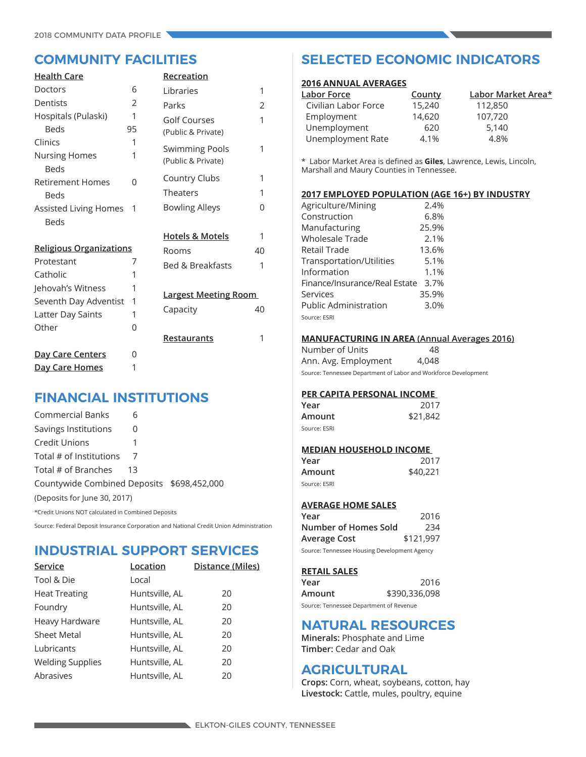## COMMUNITY FACILITIES

| Health Care | |
|---|---|
| Doctors | 6 |
| Dentists | 2 |
| Hospitals (Pulaski) | 1 |
| Beds | 95 |
| Clinics | 1 |
| Nursing Homes | 1 |
| Beds | |
| Retirement Homes | 0 |
| Beds | |
| Assisted Living Homes | 1 |
| Beds | |

| Religious Organizations | |
|---|---|
| Protestant | 7 |
| Catholic | 1 |
| Jehovah's Witness | 1 |
| Seventh Day Adventist | 1 |
| Latter Day Saints | 1 |
| Other | 0 |

| | |
|---|---|
| Day Care Centers | 0 |
| Day Care Homes | 1 |

| Recreation | |
|---|---|
| Libraries | 1 |
| Parks | 2 |
| Golf Courses (Public & Private) | 1 |
| Swimming Pools (Public & Private) | 1 |
| Country Clubs | 1 |
| Theaters | 1 |
| Bowling Alleys | 0 |

| Hotels & Motels | 1 |
|---|---|
| Rooms | 40 |
| Bed & Breakfasts | 1 |

| Largest Meeting Room | |
|---|---|
| Capacity | 40 |

| Restaurants | 1 |
|---|---|

## FINANCIAL INSTITUTIONS

| | |
|---|---|
| Commercial Banks | 6 |
| Savings Institutions | 0 |
| Credit Unions | 1 |
| Total # of Institutions | 7 |
| Total # of Branches | 13 |
| Countywide Combined Deposits | $698,452,000 |

(Deposits for June 30, 2017)

*Credit Unions NOT calculated in Combined Deposits

Source: Federal Deposit Insurance Corporation and National Credit Union Administration

## INDUSTRIAL SUPPORT SERVICES

| Service | Location | Distance (Miles) |
|---|---|---|
| Tool & Die | Local | |
| Heat Treating | Huntsville, AL | 20 |
| Foundry | Huntsville, AL | 20 |
| Heavy Hardware | Huntsville, AL | 20 |
| Sheet Metal | Huntsville, AL | 20 |
| Lubricants | Huntsville, AL | 20 |
| Welding Supplies | Huntsville, AL | 20 |
| Abrasives | Huntsville, AL | 20 |

## SELECTED ECONOMIC INDICATORS

### 2016 ANNUAL AVERAGES

| Labor Force | County | Labor Market Area* |
|---|---|---|
| Civilian Labor Force | 15,240 | 112,850 |
| Employment | 14,620 | 107,720 |
| Unemployment | 620 | 5,140 |
| Unemployment Rate | 4.1% | 4.8% |

* Labor Market Area is defined as **Giles**, Lawrence, Lewis, Lincoln, Marshall and Maury Counties in Tennessee.

### 2017 EMPLOYED POPULATION (AGE 16+) BY INDUSTRY

| | |
|---|---|
| Agriculture/Mining | 2.4% |
| Construction | 6.8% |
| Manufacturing | 25.9% |
| Wholesale Trade | 2.1% |
| Retail Trade | 13.6% |
| Transportation/Utilities | 5.1% |
| Information | 1.1% |
| Finance/Insurance/Real Estate | 3.7% |
| Services | 35.9% |
| Public Administration | 3.0% |

Source: ESRI

### MANUFACTURING IN AREA (Annual Averages 2016)

| | |
|---|---|
| Number of Units | 48 |
| Ann. Avg. Employment | 4,048 |

Source: Tennessee Department of Labor and Workforce Development

### PER CAPITA PERSONAL INCOME

| | |
|---|---|
| **Year** | 2017 |
| **Amount** | $21,842 |

Source: ESRI

### MEDIAN HOUSEHOLD INCOME

| | |
|---|---|
| **Year** | 2017 |
| **Amount** | $40,221 |

Source: ESRI

### AVERAGE HOME SALES

| | |
|---|---|
| **Year** | 2016 |
| **Number of Homes Sold** | 234 |
| **Average Cost** | $121,997 |

Source: Tennessee Housing Development Agency

### RETAIL SALES

| | |
|---|---|
| **Year** | 2016 |
| **Amount** | $390,336,098 |

Source: Tennessee Department of Revenue

## NATURAL RESOURCES

**Minerals:** Phosphate and Lime
**Timber:** Cedar and Oak

## AGRICULTURAL

**Crops:** Corn, wheat, soybeans, cotton, hay
**Livestock:** Cattle, mules, poultry, equine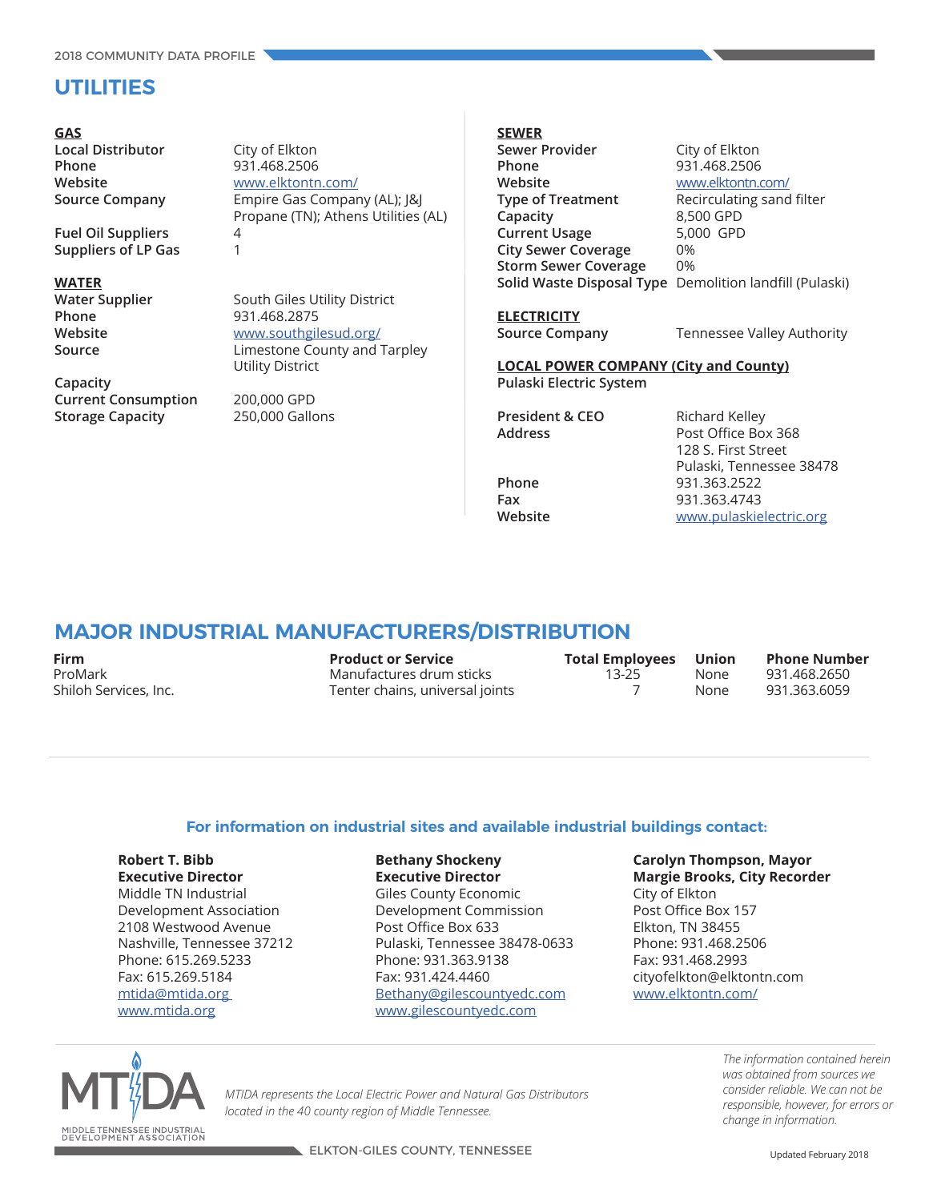# UTILITIES

## GAS

| | |
|---|---|
| **Local Distributor** | City of Elkton |
| **Phone** | 931.468.2506 |
| **Website** | www.elktontn.com/ |
| **Source Company** | Empire Gas Company (AL); J&J Propane (TN); Athens Utilities (AL) |
| **Fuel Oil Suppliers** | 4 |
| **Suppliers of LP Gas** | 1 |

## WATER

| | |
|---|---|
| **Water Supplier** | South Giles Utility District |
| **Phone** | 931.468.2875 |
| **Website** | www.southgilesud.org/ |
| **Source** | Limestone County and Tarpley Utility District |
| **Capacity** | |
| **Current Consumption** | 200,000 GPD |
| **Storage Capacity** | 250,000 Gallons |

## SEWER

| | |
|---|---|
| **Sewer Provider** | City of Elkton |
| **Phone** | 931.468.2506 |
| **Website** | www.elktontn.com/ |
| **Type of Treatment** | Recirculating sand filter |
| **Capacity** | 8,500 GPD |
| **Current Usage** | 5,000 GPD |
| **City Sewer Coverage** | 0% |
| **Storm Sewer Coverage** | 0% |
| **Solid Waste Disposal Type** | Demolition landfill (Pulaski) |

## ELECTRICITY

| | |
|---|---|
| **Source Company** | Tennessee Valley Authority |

## LOCAL POWER COMPANY (City and County)

**Pulaski Electric System**

| | |
|---|---|
| **President & CEO** | Richard Kelley |
| **Address** | Post Office Box 368<br>128 S. First Street<br>Pulaski, Tennessee 38478 |
| **Phone** | 931.363.2522 |
| **Fax** | 931.363.4743 |
| **Website** | www.pulaskielectric.org |

# MAJOR INDUSTRIAL MANUFACTURERS/DISTRIBUTION

| Firm | Product or Service | Total Employees | Union | Phone Number |
|---|---|---|---|---|
| ProMark | Manufactures drum sticks | 13-25 | None | 931.468.2650 |
| Shiloh Services, Inc. | Tenter chains, universal joints | 7 | None | 931.363.6059 |

## For information on industrial sites and available industrial buildings contact:

**Robert T. Bibb**
**Executive Director**
Middle TN Industrial Development Association
2108 Westwood Avenue
Nashville, Tennessee 37212
Phone: 615.269.5233
Fax: 615.269.5184
mtida@mtida.org
www.mtida.org

**Bethany Shockeny**
**Executive Director**
Giles County Economic Development Commission
Post Office Box 633
Pulaski, Tennessee 38478-0633
Phone: 931.363.9138
Fax: 931.424.4460
Bethany@gilescountyedc.com
www.gilescountyedc.com

**Carolyn Thompson, Mayor**
**Margie Brooks, City Recorder**
City of Elkton
Post Office Box 157
Elkton, TN 38455
Phone: 931.468.2506
Fax: 931.468.2993
cityofelkton@elktontn.com
www.elktontn.com/

MTIDA
MIDDLE TENNESSEE INDUSTRIAL DEVELOPMENT ASSOCIATION

*MTIDA represents the Local Electric Power and Natural Gas Distributors located in the 40 county region of Middle Tennessee.*

*The information contained herein was obtained from sources we consider reliable. We can not be responsible, however, for errors or change in information.*

Updated February 2018